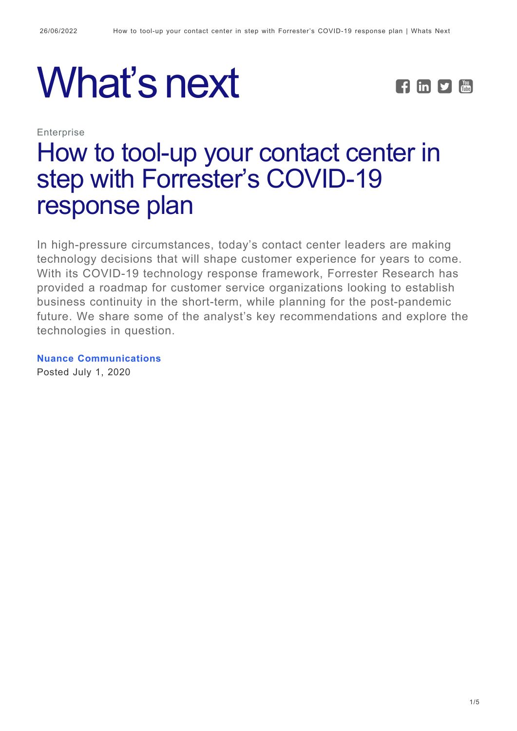# What's next

Enterprise

## How to tool-up your contact center in step with Forrester's COVID-19 response plan

In high-pressure circumstances, today's contact center leaders are making technology decisions that will shape customer experience for years to come. With its COVID-19 technology response framework, Forrester Research has provided a roadmap for customer service organizations looking to establish business continuity in the short-term, while planning for the post-pandemic future. We share some of the analyst's key recommendations and explore the technologies in question.

**Nuance Communications**
Posted July 1, 2020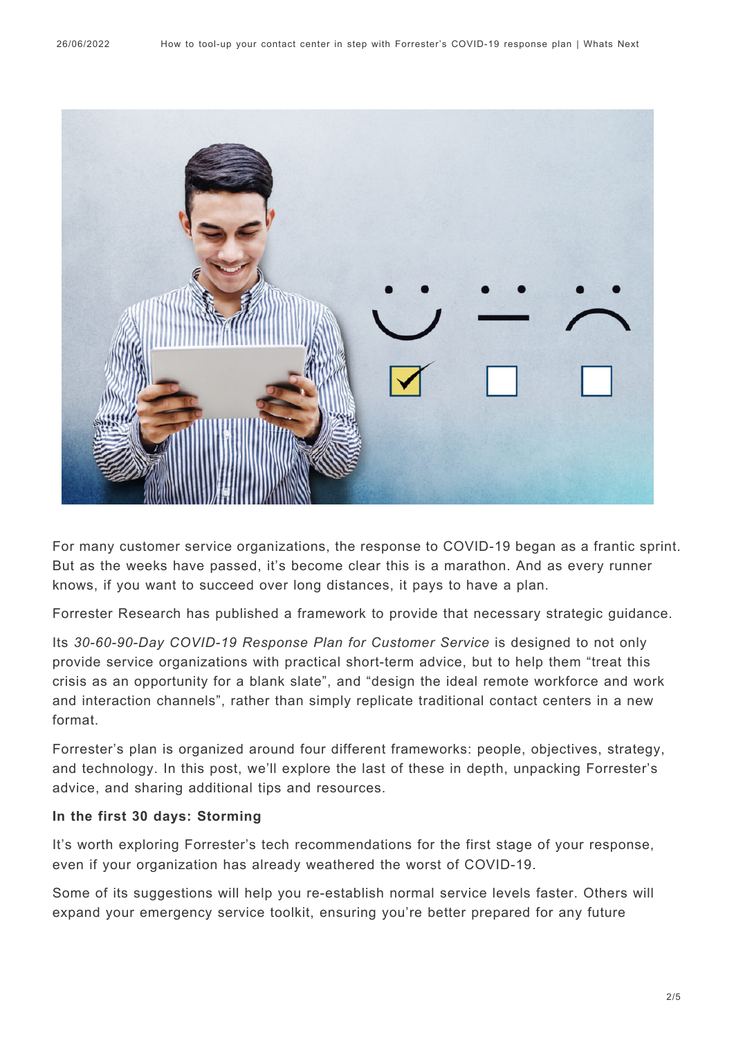For many customer service organizations, the response to COVID-19 began as a frantic sprint. But as the weeks have passed, it's become clear this is a marathon. And as every runner knows, if you want to succeed over long distances, it pays to have a plan.

Forrester Research has published a framework to provide that necessary strategic guidance.

Its *30-60-90-Day COVID-19 Response Plan for Customer Service* is designed to not only provide service organizations with practical short-term advice, but to help them "treat this crisis as an opportunity for a blank slate", and "design the ideal remote workforce and work and interaction channels", rather than simply replicate traditional contact centers in a new format.

Forrester's plan is organized around four different frameworks: people, objectives, strategy, and technology. In this post, we'll explore the last of these in depth, unpacking Forrester's advice, and sharing additional tips and resources.

**In the first 30 days: Storming**

It's worth exploring Forrester's tech recommendations for the first stage of your response, even if your organization has already weathered the worst of COVID-19.

Some of its suggestions will help you re-establish normal service levels faster. Others will expand your emergency service toolkit, ensuring you're better prepared for any future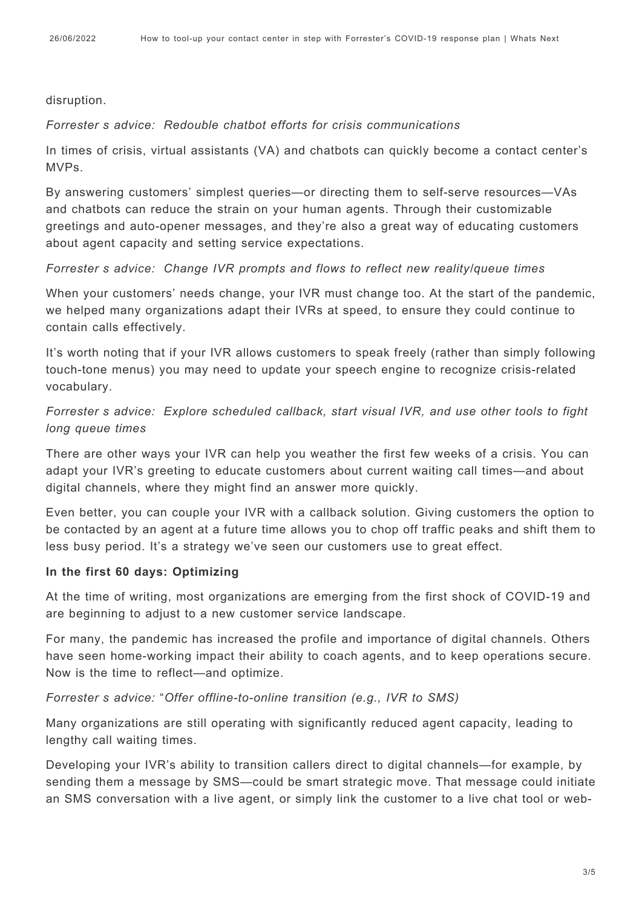disruption.

*Forrester s advice:  Redouble chatbot efforts for crisis communications*

In times of crisis, virtual assistants (VA) and chatbots can quickly become a contact center's MVPs.

By answering customers' simplest queries—or directing them to self-serve resources—VAs and chatbots can reduce the strain on your human agents. Through their customizable greetings and auto-opener messages, and they're also a great way of educating customers about agent capacity and setting service expectations.

*Forrester s advice:  Change IVR prompts and flows to reflect new reality/queue times*

When your customers' needs change, your IVR must change too. At the start of the pandemic, we helped many organizations adapt their IVRs at speed, to ensure they could continue to contain calls effectively.

It's worth noting that if your IVR allows customers to speak freely (rather than simply following touch-tone menus) you may need to update your speech engine to recognize crisis-related vocabulary.

*Forrester s advice:  Explore scheduled callback, start visual IVR, and use other tools to fight long queue times*

There are other ways your IVR can help you weather the first few weeks of a crisis. You can adapt your IVR's greeting to educate customers about current waiting call times—and about digital channels, where they might find an answer more quickly.

Even better, you can couple your IVR with a callback solution. Giving customers the option to be contacted by an agent at a future time allows you to chop off traffic peaks and shift them to less busy period. It's a strategy we've seen our customers use to great effect.

**In the first 60 days: Optimizing**

At the time of writing, most organizations are emerging from the first shock of COVID-19 and are beginning to adjust to a new customer service landscape.

For many, the pandemic has increased the profile and importance of digital channels. Others have seen home-working impact their ability to coach agents, and to keep operations secure. Now is the time to reflect—and optimize.

*Forrester s advice: "Offer offline-to-online transition (e.g., IVR to SMS)*

Many organizations are still operating with significantly reduced agent capacity, leading to lengthy call waiting times.

Developing your IVR's ability to transition callers direct to digital channels—for example, by sending them a message by SMS—could be smart strategic move. That message could initiate an SMS conversation with a live agent, or simply link the customer to a live chat tool or web-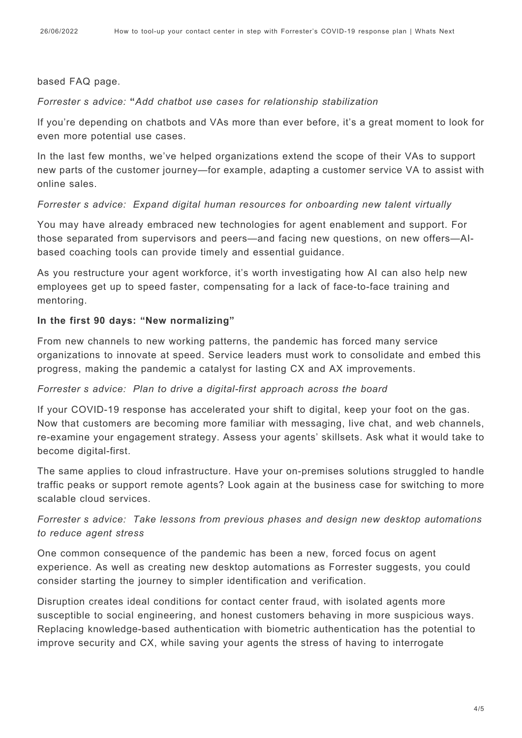based FAQ page.

*Forrester s advice:* **"***Add chatbot use cases for relationship stabilization*

If you're depending on chatbots and VAs more than ever before, it's a great moment to look for even more potential use cases.

In the last few months, we've helped organizations extend the scope of their VAs to support new parts of the customer journey—for example, adapting a customer service VA to assist with online sales.

*Forrester s advice:  Expand digital human resources for onboarding new talent virtually*

You may have already embraced new technologies for agent enablement and support. For those separated from supervisors and peers—and facing new questions, on new offers—AI-based coaching tools can provide timely and essential guidance.

As you restructure your agent workforce, it's worth investigating how AI can also help new employees get up to speed faster, compensating for a lack of face-to-face training and mentoring.

**In the first 90 days: "New normalizing"**

From new channels to new working patterns, the pandemic has forced many service organizations to innovate at speed. Service leaders must work to consolidate and embed this progress, making the pandemic a catalyst for lasting CX and AX improvements.

*Forrester s advice:  Plan to drive a digital-first approach across the board*

If your COVID-19 response has accelerated your shift to digital, keep your foot on the gas. Now that customers are becoming more familiar with messaging, live chat, and web channels, re-examine your engagement strategy. Assess your agents' skillsets. Ask what it would take to become digital-first.

The same applies to cloud infrastructure. Have your on-premises solutions struggled to handle traffic peaks or support remote agents? Look again at the business case for switching to more scalable cloud services.

*Forrester s advice:  Take lessons from previous phases and design new desktop automations to reduce agent stress*

One common consequence of the pandemic has been a new, forced focus on agent experience. As well as creating new desktop automations as Forrester suggests, you could consider starting the journey to simpler identification and verification.

Disruption creates ideal conditions for contact center fraud, with isolated agents more susceptible to social engineering, and honest customers behaving in more suspicious ways. Replacing knowledge-based authentication with biometric authentication has the potential to improve security and CX, while saving your agents the stress of having to interrogate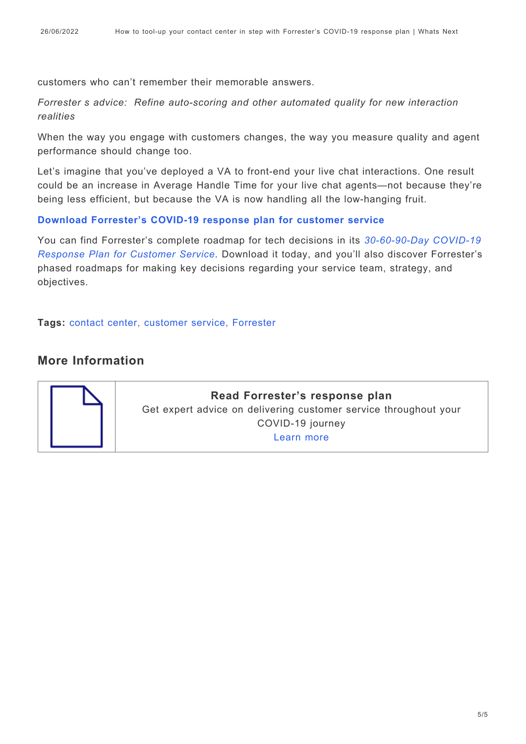customers who can't remember their memorable answers.

*Forrester s advice: Refine auto-scoring and other automated quality for new interaction realities*

When the way you engage with customers changes, the way you measure quality and agent performance should change too.

Let's imagine that you've deployed a VA to front-end your live chat interactions. One result could be an increase in Average Handle Time for your live chat agents—not because they're being less efficient, but because the VA is now handling all the low-hanging fruit.

**Download Forrester's COVID-19 response plan for customer service**

You can find Forrester's complete roadmap for tech decisions in its *30-60-90-Day COVID-19 Response Plan for Customer Service*. Download it today, and you'll also discover Forrester's phased roadmaps for making key decisions regarding your service team, strategy, and objectives.

**Tags:** contact center, customer service, Forrester

## More Information

**Read Forrester's response plan**

Get expert advice on delivering customer service throughout your COVID-19 journey

Learn more